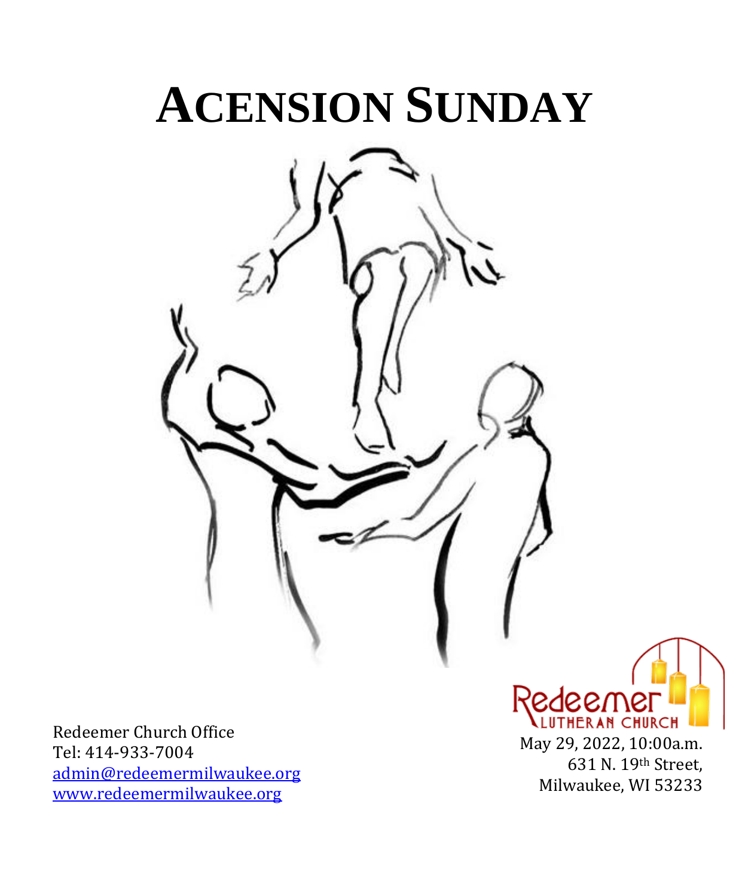# ACENSION SUNDAY

Redeemer Church Office
Tel: 414-933-7004
admin@redeemermilwaukee.org
www.redeemermilwaukee.org

Redeemer
LUTHERAN CHURCH

May 29, 2022, 10:00a.m.
631 N. 19th Street,
Milwaukee, WI 53233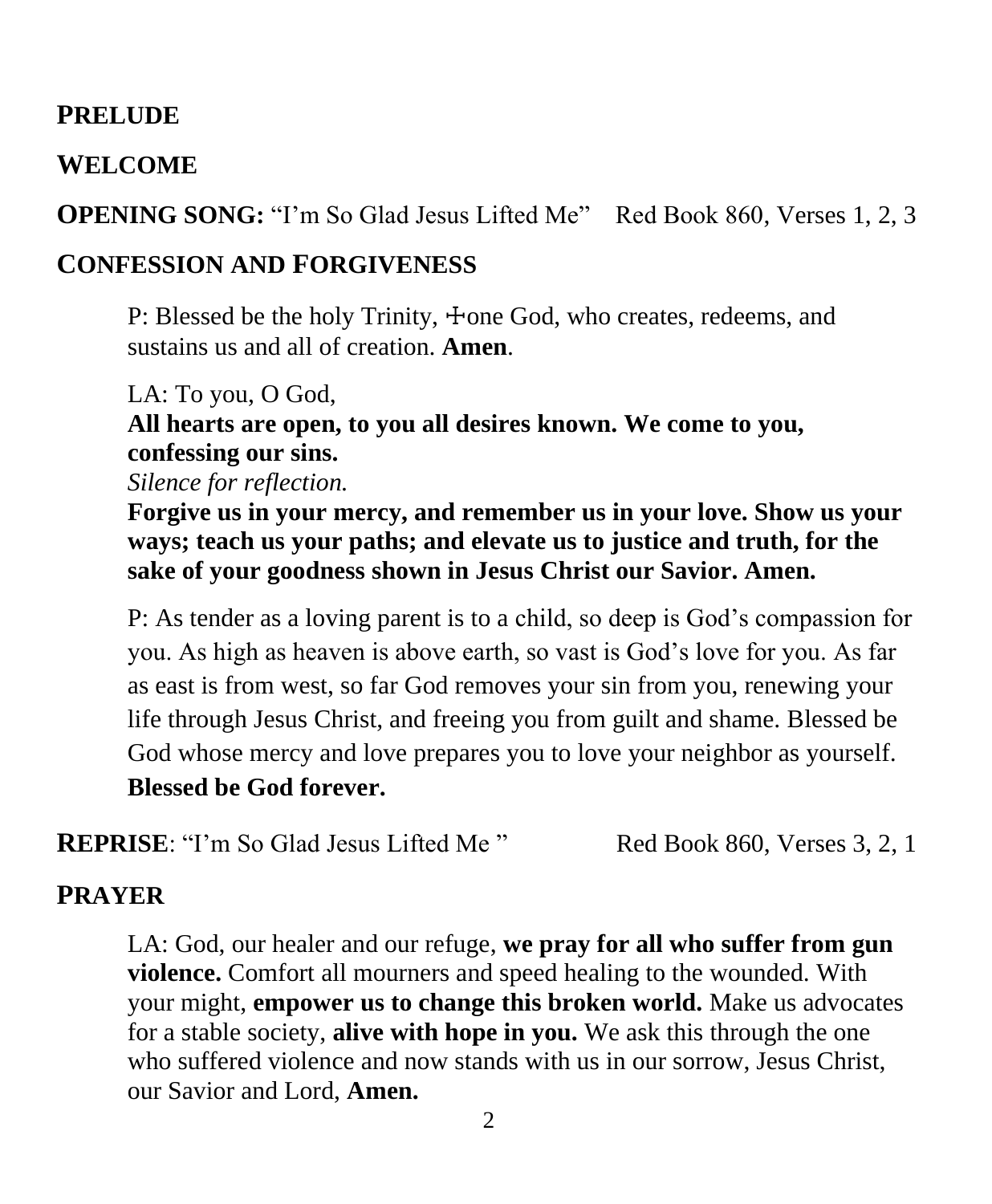## PRELUDE

## WELCOME

## OPENING SONG: "I'm So Glad Jesus Lifted Me" Red Book 860, Verses 1, 2, 3

## CONFESSION AND FORGIVENESS

P: Blessed be the holy Trinity, ☩one God, who creates, redeems, and sustains us and all of creation. **Amen**.

LA: To you, O God,
**All hearts are open, to you all desires known. We come to you, confessing our sins.**
*Silence for reflection.*
**Forgive us in your mercy, and remember us in your love. Show us your ways; teach us your paths; and elevate us to justice and truth, for the sake of your goodness shown in Jesus Christ our Savior. Amen.**

P: As tender as a loving parent is to a child, so deep is God's compassion for you. As high as heaven is above earth, so vast is God's love for you. As far as east is from west, so far God removes your sin from you, renewing your life through Jesus Christ, and freeing you from guilt and shame. Blessed be God whose mercy and love prepares you to love your neighbor as yourself.
**Blessed be God forever.**

## REPRISE: "I'm So Glad Jesus Lifted Me" Red Book 860, Verses 3, 2, 1

## PRAYER

LA: God, our healer and our refuge, **we pray for all who suffer from gun violence.** Comfort all mourners and speed healing to the wounded. With your might, **empower us to change this broken world.** Make us advocates for a stable society, **alive with hope in you.** We ask this through the one who suffered violence and now stands with us in our sorrow, Jesus Christ, our Savior and Lord, **Amen.**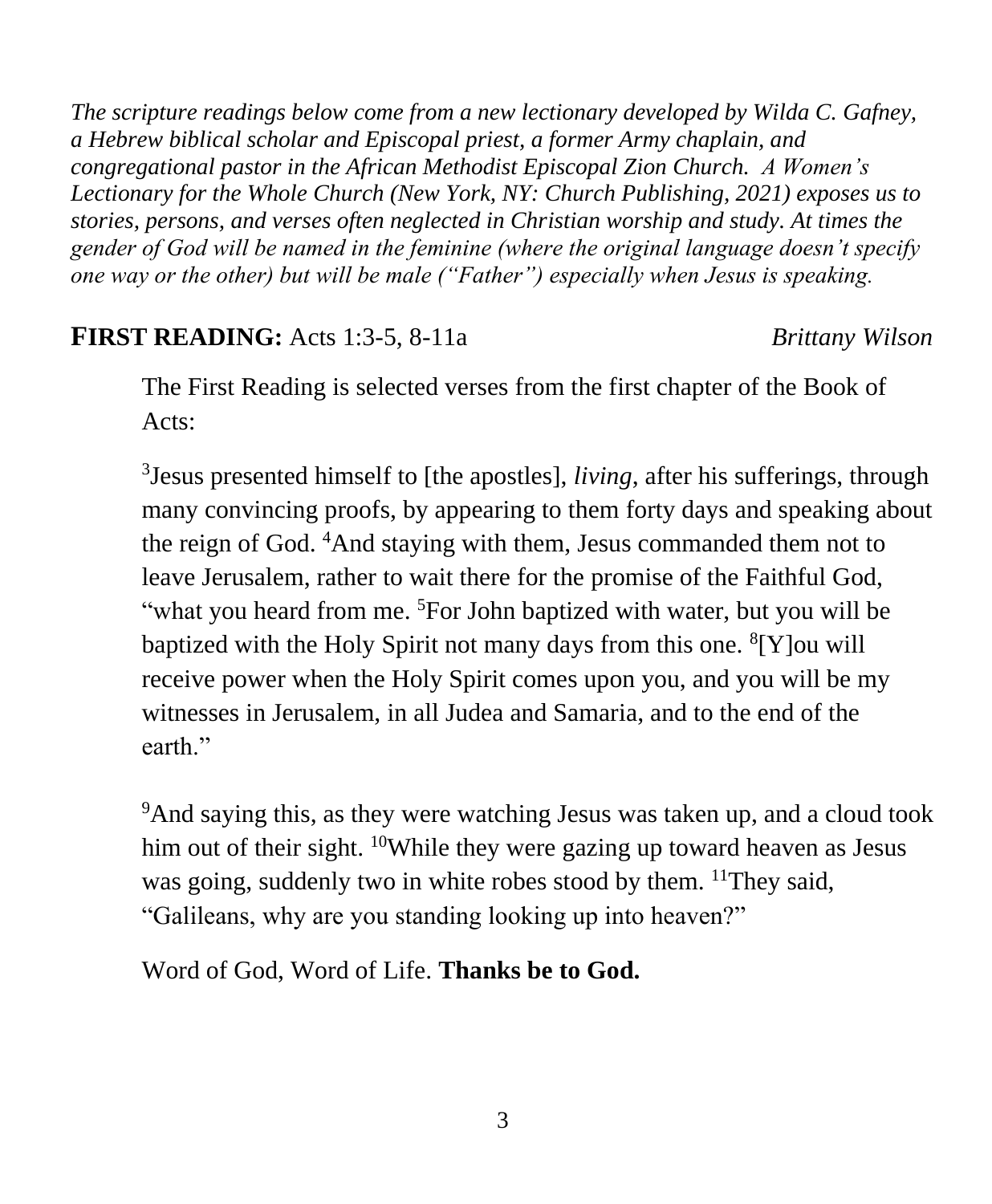*The scripture readings below come from a new lectionary developed by Wilda C. Gafney, a Hebrew biblical scholar and Episcopal priest, a former Army chaplain, and congregational pastor in the African Methodist Episcopal Zion Church. A Women's Lectionary for the Whole Church (New York, NY: Church Publishing, 2021) exposes us to stories, persons, and verses often neglected in Christian worship and study. At times the gender of God will be named in the feminine (where the original language doesn't specify one way or the other) but will be male ("Father") especially when Jesus is speaking.*

**FIRST READING:** Acts 1:3-5, 8-11a *Brittany Wilson*

The First Reading is selected verses from the first chapter of the Book of Acts:

[3]Jesus presented himself to [the apostles], *living*, after his sufferings, through many convincing proofs, by appearing to them forty days and speaking about the reign of God. [4]And staying with them, Jesus commanded them not to leave Jerusalem, rather to wait there for the promise of the Faithful God, "what you heard from me. [5]For John baptized with water, but you will be baptized with the Holy Spirit not many days from this one. [8][Y]ou will receive power when the Holy Spirit comes upon you, and you will be my witnesses in Jerusalem, in all Judea and Samaria, and to the end of the earth."

[9]And saying this, as they were watching Jesus was taken up, and a cloud took him out of their sight. [10]While they were gazing up toward heaven as Jesus was going, suddenly two in white robes stood by them. [11]They said, "Galileans, why are you standing looking up into heaven?"

Word of God, Word of Life. **Thanks be to God.**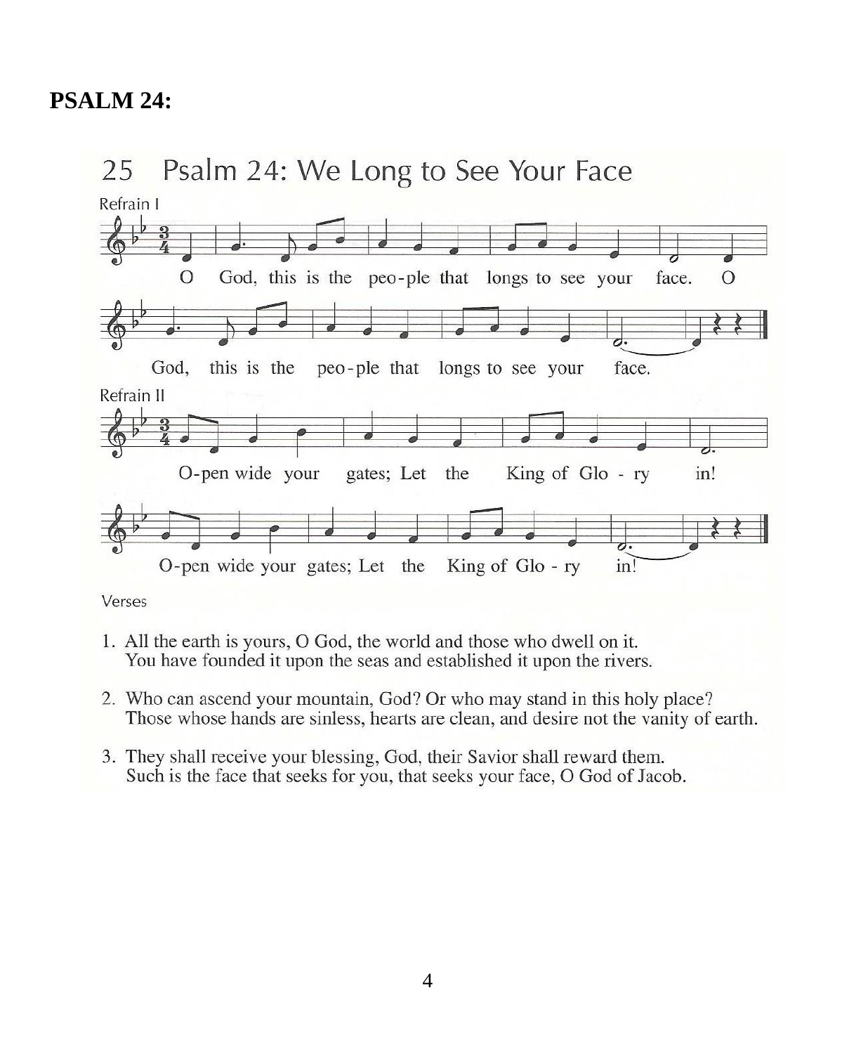## PSALM 24:

### 25 Psalm 24: We Long to See Your Face

Refrain I

O God, this is the peo-ple that longs to see your face. O God, this is the peo-ple that longs to see your face.

Refrain II

O-pen wide your gates; Let the King of Glo - ry in! O-pen wide your gates; Let the King of Glo - ry in!

Verses

1. All the earth is yours, O God, the world and those who dwell on it.
   You have founded it upon the seas and established it upon the rivers.

2. Who can ascend your mountain, God? Or who may stand in this holy place?
   Those whose hands are sinless, hearts are clean, and desire not the vanity of earth.

3. They shall receive your blessing, God, their Savior shall reward them.
   Such is the face that seeks for you, that seeks your face, O God of Jacob.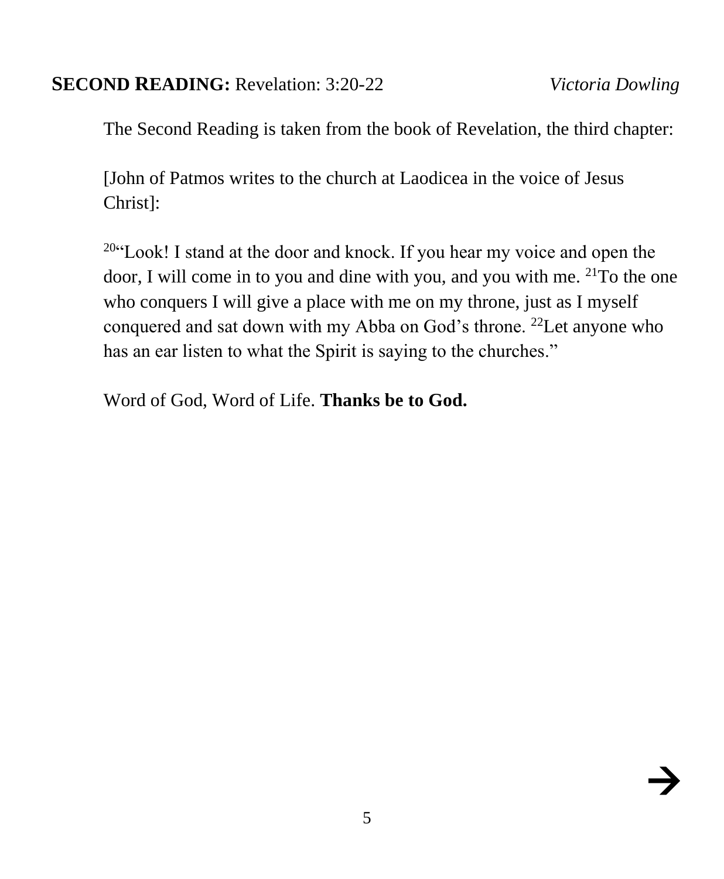**SECOND READING:** Revelation: 3:20-22 *Victoria Dowling*

The Second Reading is taken from the book of Revelation, the third chapter:

[John of Patmos writes to the church at Laodicea in the voice of Jesus Christ]:

[20]"Look! I stand at the door and knock. If you hear my voice and open the door, I will come in to you and dine with you, and you with me. [21]To the one who conquers I will give a place with me on my throne, just as I myself conquered and sat down with my Abba on God's throne. [22]Let anyone who has an ear listen to what the Spirit is saying to the churches."

Word of God, Word of Life. **Thanks be to God.**

→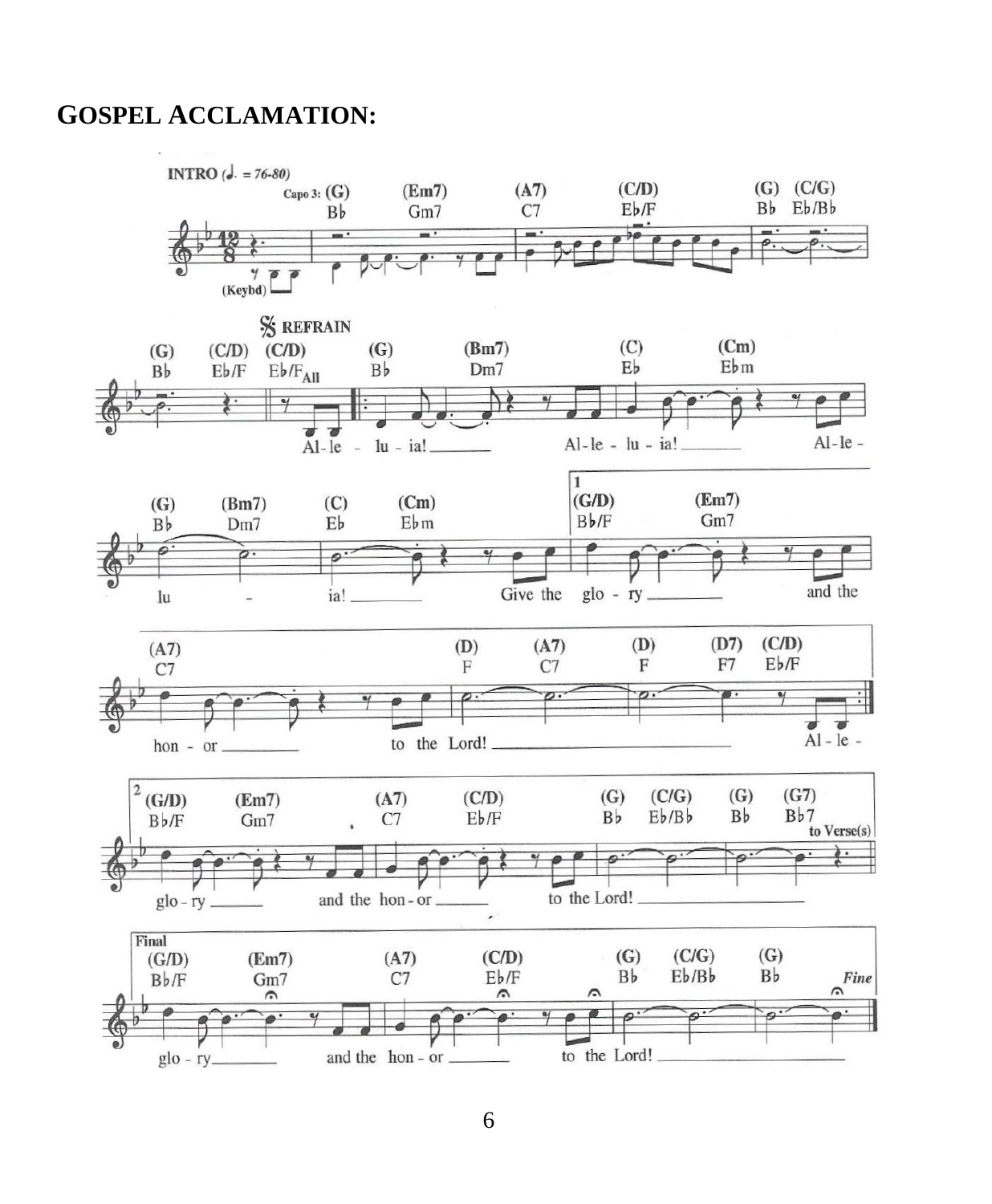**GOSPEL ACCLAMATION:**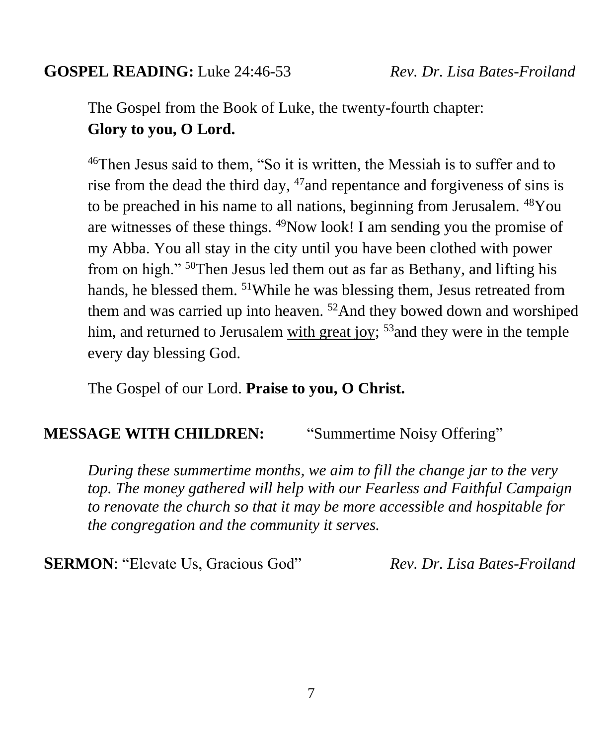**GOSPEL READING:** Luke 24:46-53 *Rev. Dr. Lisa Bates-Froiland*

The Gospel from the Book of Luke, the twenty-fourth chapter:
**Glory to you, O Lord.**

[46]Then Jesus said to them, "So it is written, the Messiah is to suffer and to rise from the dead the third day, [47]and repentance and forgiveness of sins is to be preached in his name to all nations, beginning from Jerusalem. [48]You are witnesses of these things. [49]Now look! I am sending you the promise of my Abba. You all stay in the city until you have been clothed with power from on high." [50]Then Jesus led them out as far as Bethany, and lifting his hands, he blessed them. [51]While he was blessing them, Jesus retreated from them and was carried up into heaven. [52]And they bowed down and worshiped him, and returned to Jerusalem <u>with great joy</u>; [53]and they were in the temple every day blessing God.

The Gospel of our Lord. **Praise to you, O Christ.**

**MESSAGE WITH CHILDREN:** "Summertime Noisy Offering"

*During these summertime months, we aim to fill the change jar to the very top. The money gathered will help with our Fearless and Faithful Campaign to renovate the church so that it may be more accessible and hospitable for the congregation and the community it serves.*

**SERMON**: "Elevate Us, Gracious God" *Rev. Dr. Lisa Bates-Froiland*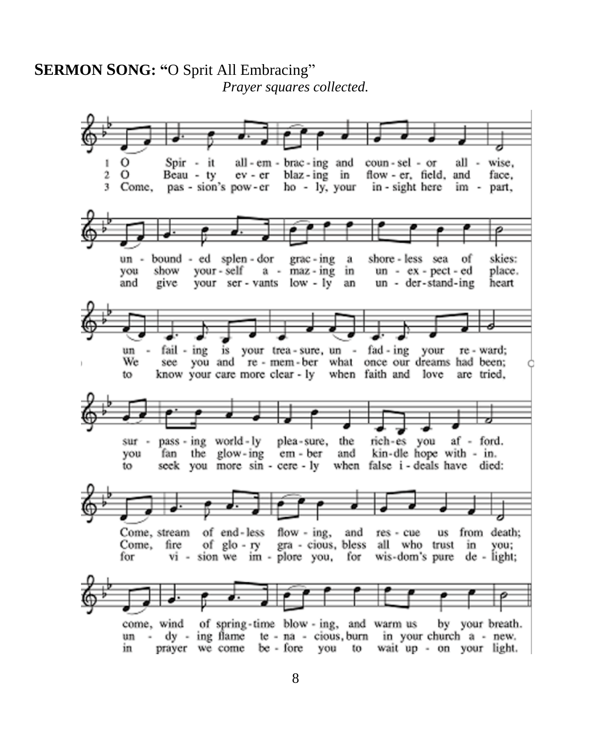**SERMON SONG: "**O Sprit All Embracing"

*Prayer squares collected.*

1 O Spirit all-embracing and counselor all-wise, unbounded splendor gracing a shoreless sea of skies: unfailing is your treasure, unfading your reward; surpassing worldly pleasure, the riches you afford. Come, stream of endless flowing, and rescue us from death; come, wind of springtime blowing, and warm us by your breath.

2 O Beauty ever blazing in flower, field, and face, you show yourself amazing in unexpected place. We see you and remember what once our dreams had been; you fan the glowing ember and kindle hope within. Come, fire of glory gracious, bless all who trust in you; undying flame tenacious, burn in your church anew.

3 Come, passion's power holy, your insight here impart, and give your servants lowly an understanding heart to know your care more clearly when faith and love are tried, to seek you more sincerely when false ideals have died: for vision we implore you, for wisdom's pure delight; in prayer we come before you to wait upon your light.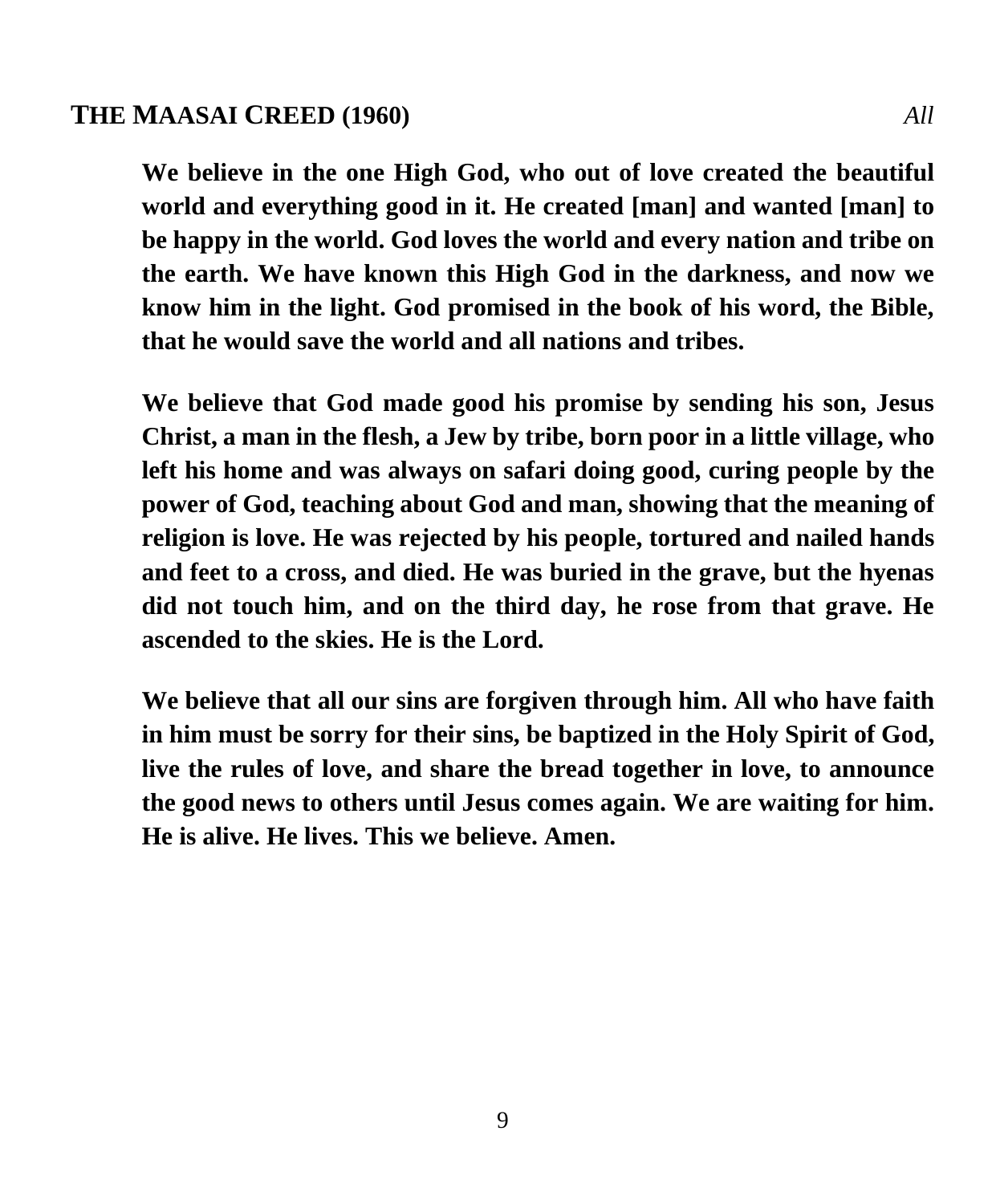## THE MAASAI CREED (1960) *All*

**We believe in the one High God, who out of love created the beautiful world and everything good in it. He created [man] and wanted [man] to be happy in the world. God loves the world and every nation and tribe on the earth. We have known this High God in the darkness, and now we know him in the light. God promised in the book of his word, the Bible, that he would save the world and all nations and tribes.**

**We believe that God made good his promise by sending his son, Jesus Christ, a man in the flesh, a Jew by tribe, born poor in a little village, who left his home and was always on safari doing good, curing people by the power of God, teaching about God and man, showing that the meaning of religion is love. He was rejected by his people, tortured and nailed hands and feet to a cross, and died. He was buried in the grave, but the hyenas did not touch him, and on the third day, he rose from that grave. He ascended to the skies. He is the Lord.**

**We believe that all our sins are forgiven through him. All who have faith in him must be sorry for their sins, be baptized in the Holy Spirit of God, live the rules of love, and share the bread together in love, to announce the good news to others until Jesus comes again. We are waiting for him. He is alive. He lives. This we believe. Amen.**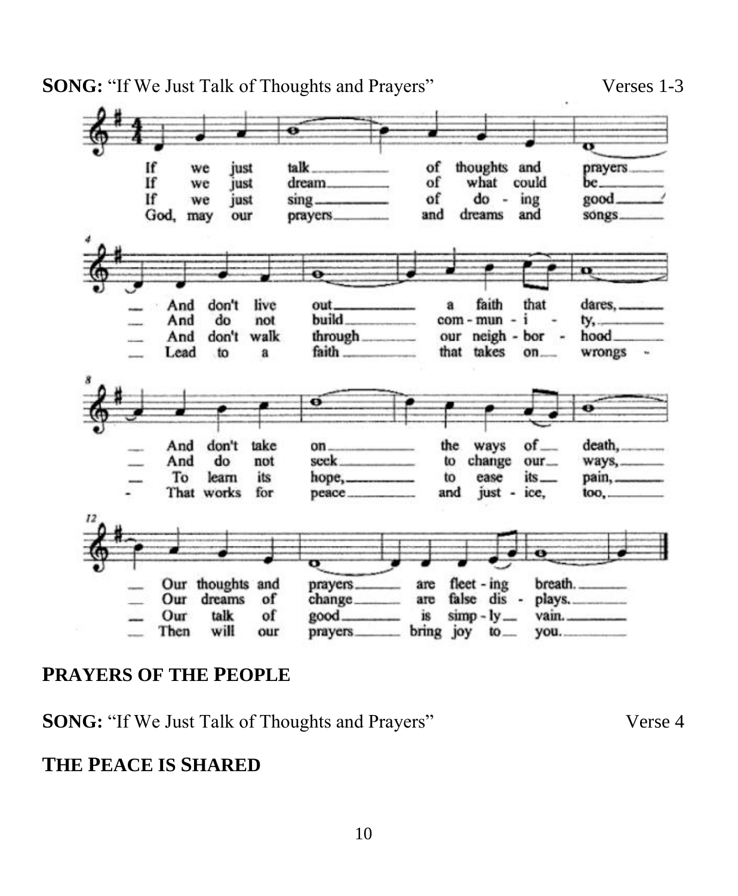**SONG:** "If We Just Talk of Thoughts and Prayers" Verses 1-3

If we just talk of thoughts and prayers
And don't live out a faith that dares,
And don't take on the ways of death,
Our thoughts and prayers are fleet-ing breath.

If we just dream of what could be
And do not build com-mun-i-ty,
And do not seek to change our ways,
Our dreams of change are false dis-plays.

If we just sing of do-ing good
And don't walk through our neigh-bor-hood
To learn its hope, to ease its pain,
Our talk of good is simp-ly vain.

God, may our prayers and dreams and songs
Lead to a faith that takes on wrongs -
That works for peace and just-ice, too,
Then will our prayers bring joy to you.

**PRAYERS OF THE PEOPLE**

**SONG:** "If We Just Talk of Thoughts and Prayers" Verse 4

**THE PEACE IS SHARED**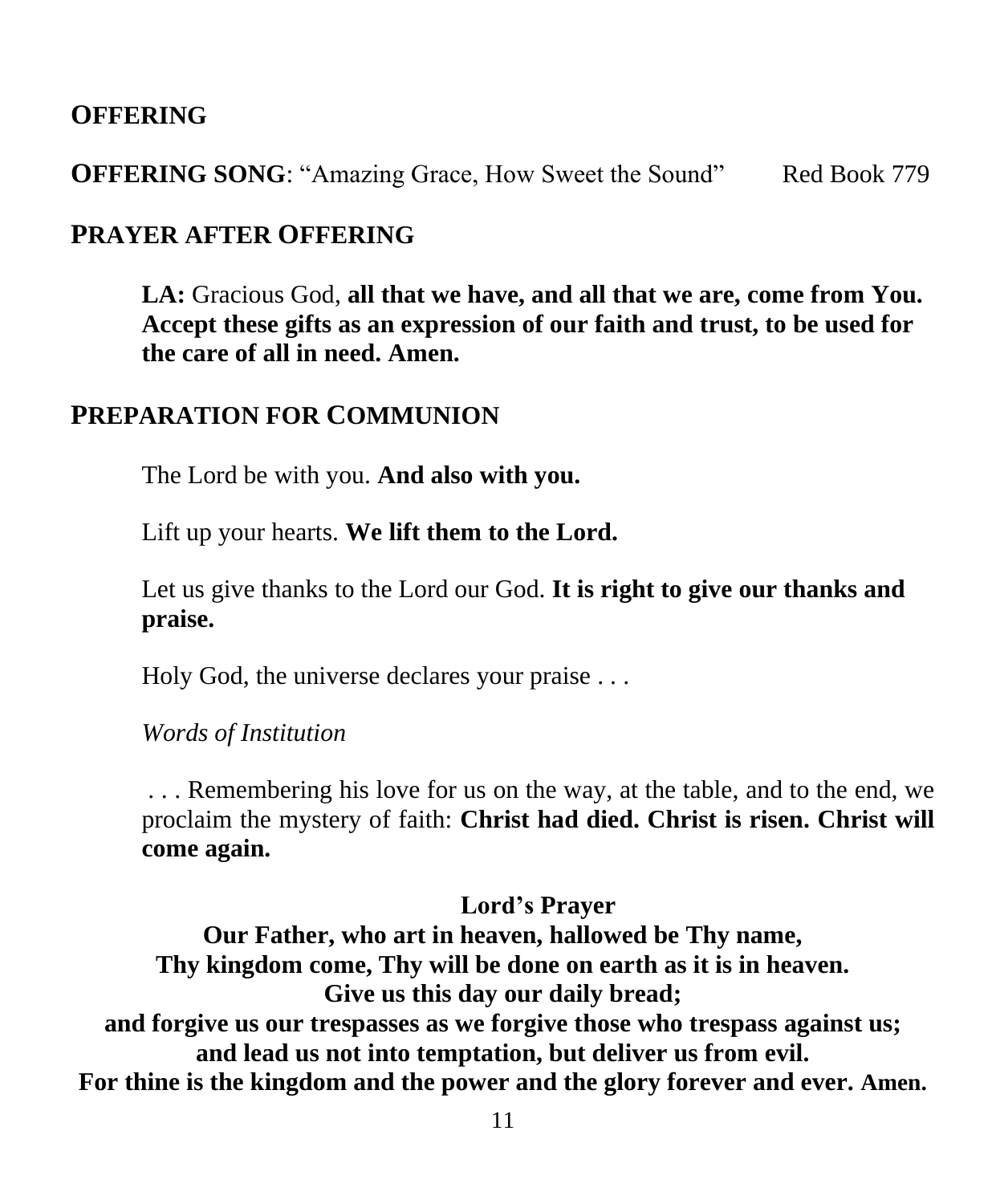## OFFERING

**OFFERING SONG**: "Amazing Grace, How Sweet the Sound" Red Book 779

## PRAYER AFTER OFFERING

**LA:** Gracious God, **all that we have, and all that we are, come from You. Accept these gifts as an expression of our faith and trust, to be used for the care of all in need. Amen.**

## PREPARATION FOR COMMUNION

The Lord be with you. **And also with you.**

Lift up your hearts. **We lift them to the Lord.**

Let us give thanks to the Lord our God. **It is right to give our thanks and praise.**

Holy God, the universe declares your praise . . .

*Words of Institution*

. . . Remembering his love for us on the way, at the table, and to the end, we proclaim the mystery of faith: **Christ had died. Christ is risen. Christ will come again.**

**Lord's Prayer**

**Our Father, who art in heaven, hallowed be Thy name,**
**Thy kingdom come, Thy will be done on earth as it is in heaven.**
**Give us this day our daily bread;**
**and forgive us our trespasses as we forgive those who trespass against us;**
**and lead us not into temptation, but deliver us from evil.**
**For thine is the kingdom and the power and the glory forever and ever. Amen.**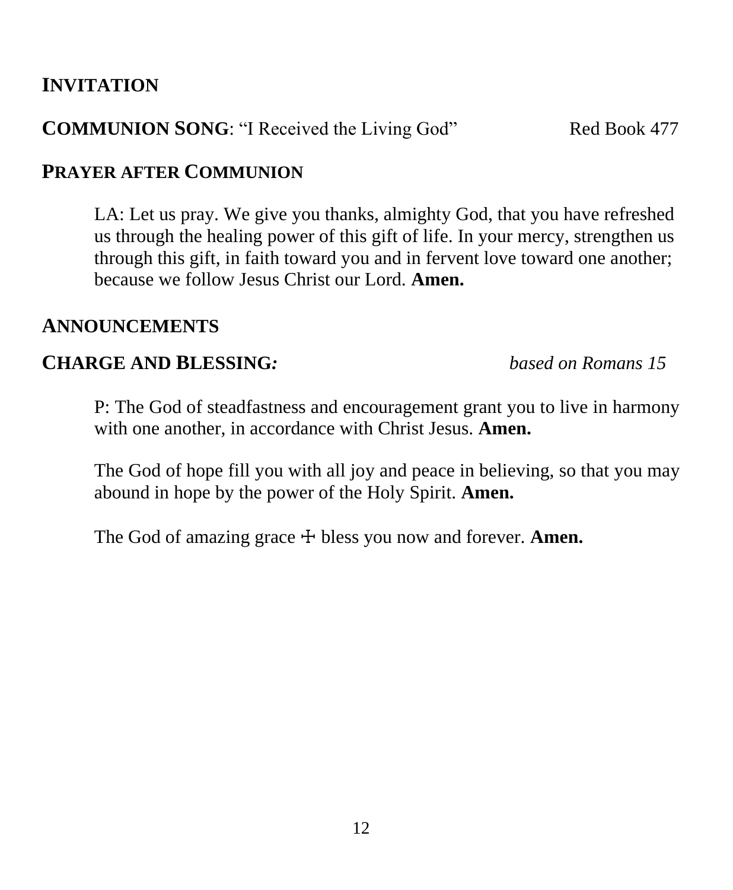## INVITATION

## COMMUNION SONG: "I Received the Living God" Red Book 477

## PRAYER AFTER COMMUNION

LA: Let us pray. We give you thanks, almighty God, that you have refreshed us through the healing power of this gift of life. In your mercy, strengthen us through this gift, in faith toward you and in fervent love toward one another; because we follow Jesus Christ our Lord. **Amen.**

## ANNOUNCEMENTS

## CHARGE AND BLESSING: *based on Romans 15*

P: The God of steadfastness and encouragement grant you to live in harmony with one another, in accordance with Christ Jesus. **Amen.**

The God of hope fill you with all joy and peace in believing, so that you may abound in hope by the power of the Holy Spirit. **Amen.**

The God of amazing grace ☩ bless you now and forever. **Amen.**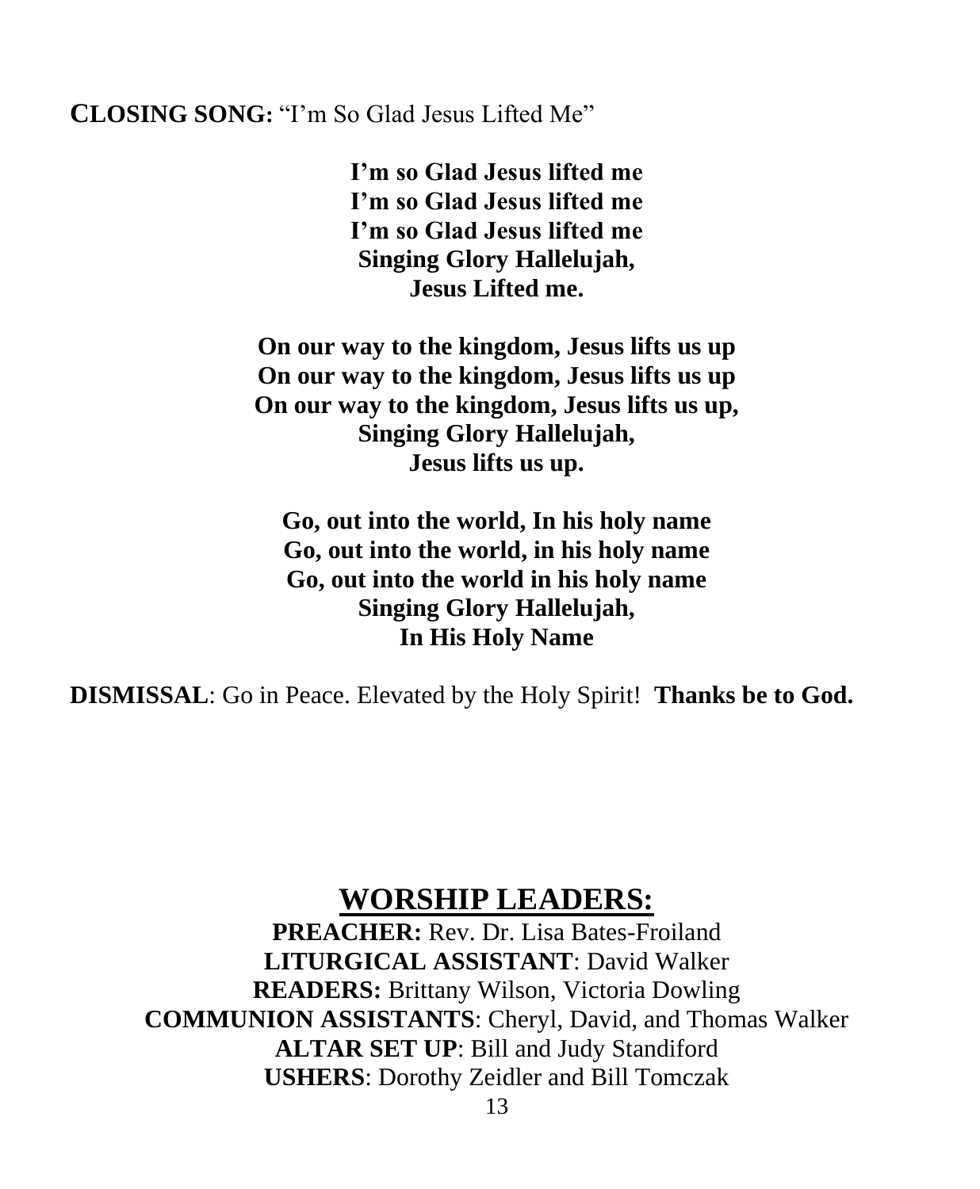**CLOSING SONG:** "I'm So Glad Jesus Lifted Me"

**I'm so Glad Jesus lifted me**
**I'm so Glad Jesus lifted me**
**I'm so Glad Jesus lifted me**
**Singing Glory Hallelujah,**
**Jesus Lifted me.**

**On our way to the kingdom, Jesus lifts us up**
**On our way to the kingdom, Jesus lifts us up**
**On our way to the kingdom, Jesus lifts us up,**
**Singing Glory Hallelujah,**
**Jesus lifts us up.**

**Go, out into the world, In his holy name**
**Go, out into the world, in his holy name**
**Go, out into the world in his holy name**
**Singing Glory Hallelujah,**
**In His Holy Name**

**DISMISSAL**: Go in Peace. Elevated by the Holy Spirit! **Thanks be to God.**

## WORSHIP LEADERS:

**PREACHER:** Rev. Dr. Lisa Bates-Froiland
**LITURGICAL ASSISTANT**: David Walker
**READERS:** Brittany Wilson, Victoria Dowling
**COMMUNION ASSISTANTS**: Cheryl, David, and Thomas Walker
**ALTAR SET UP**: Bill and Judy Standiford
**USHERS**: Dorothy Zeidler and Bill Tomczak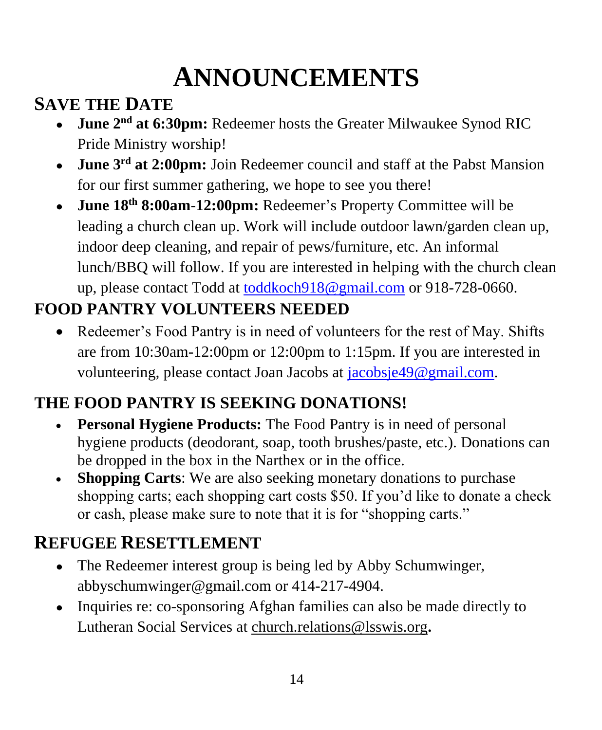# ANNOUNCEMENTS

## SAVE THE DATE

- **June 2nd at 6:30pm:** Redeemer hosts the Greater Milwaukee Synod RIC Pride Ministry worship!
- **June 3rd at 2:00pm:** Join Redeemer council and staff at the Pabst Mansion for our first summer gathering, we hope to see you there!
- **June 18th 8:00am-12:00pm:** Redeemer's Property Committee will be leading a church clean up. Work will include outdoor lawn/garden clean up, indoor deep cleaning, and repair of pews/furniture, etc. An informal lunch/BBQ will follow. If you are interested in helping with the church clean up, please contact Todd at toddkoch918@gmail.com or 918-728-0660.

## FOOD PANTRY VOLUNTEERS NEEDED

- Redeemer's Food Pantry is in need of volunteers for the rest of May. Shifts are from 10:30am-12:00pm or 12:00pm to 1:15pm. If you are interested in volunteering, please contact Joan Jacobs at jacobsje49@gmail.com.

## THE FOOD PANTRY IS SEEKING DONATIONS!

- **Personal Hygiene Products:** The Food Pantry is in need of personal hygiene products (deodorant, soap, tooth brushes/paste, etc.). Donations can be dropped in the box in the Narthex or in the office.
- **Shopping Carts**: We are also seeking monetary donations to purchase shopping carts; each shopping cart costs $50. If you'd like to donate a check or cash, please make sure to note that it is for "shopping carts."

## REFUGEE RESETTLEMENT

- The Redeemer interest group is being led by Abby Schumwinger, abbyschumwinger@gmail.com or 414-217-4904.
- Inquiries re: co-sponsoring Afghan families can also be made directly to Lutheran Social Services at church.relations@lsswis.org.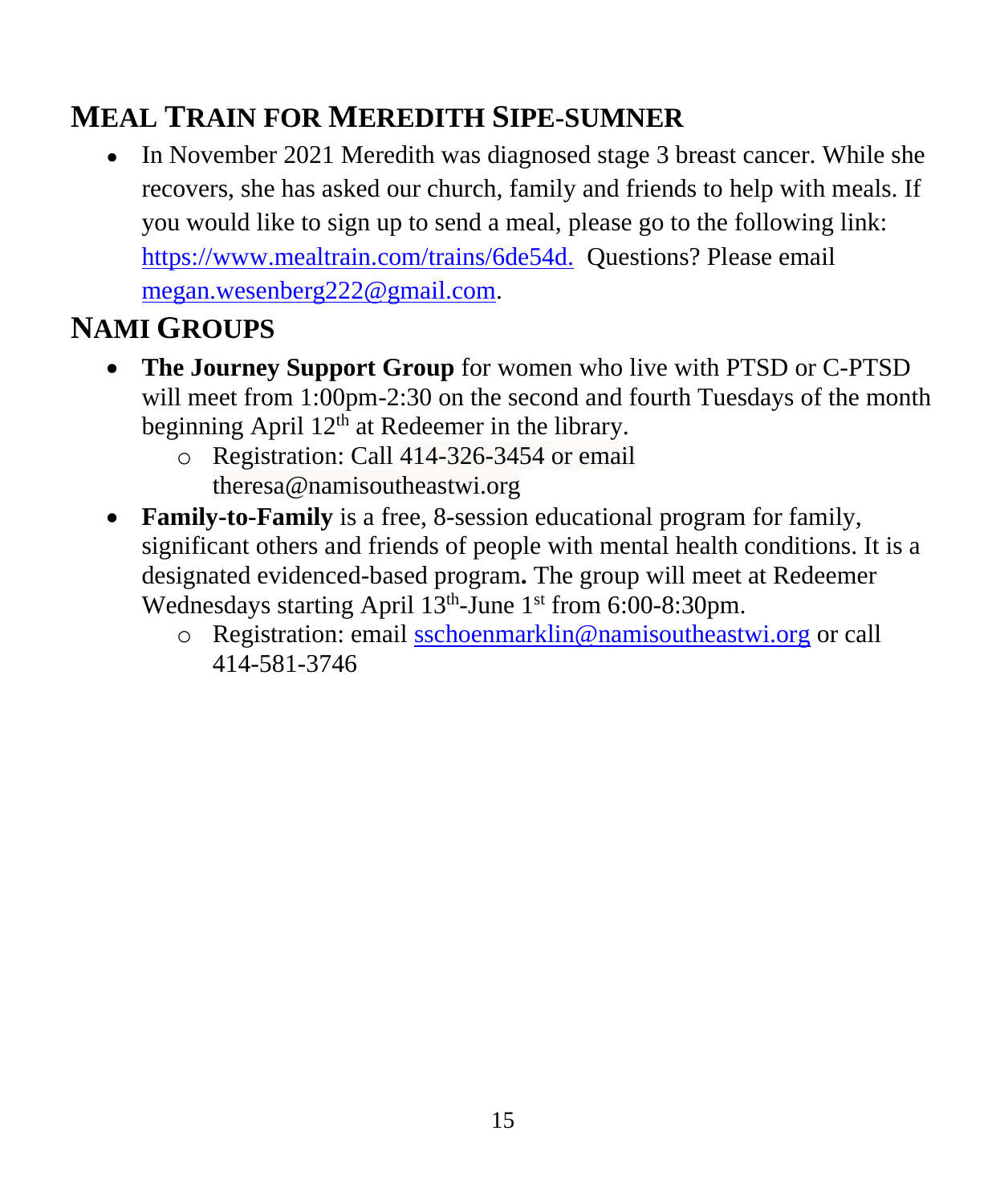## MEAL TRAIN FOR MEREDITH SIPE-SUMNER

- In November 2021 Meredith was diagnosed stage 3 breast cancer. While she recovers, she has asked our church, family and friends to help with meals. If you would like to sign up to send a meal, please go to the following link: https://www.mealtrain.com/trains/6de54d. Questions? Please email megan.wesenberg222@gmail.com.

## NAMI GROUPS

- **The Journey Support Group** for women who live with PTSD or C-PTSD will meet from 1:00pm-2:30 on the second and fourth Tuesdays of the month beginning April 12th at Redeemer in the library.
    - Registration: Call 414-326-3454 or email theresa@namisoutheastwi.org
- **Family-to-Family** is a free, 8-session educational program for family, significant others and friends of people with mental health conditions. It is a designated evidenced-based program**.** The group will meet at Redeemer Wednesdays starting April 13th-June 1st from 6:00-8:30pm.
    - Registration: email sschoenmarklin@namisoutheastwi.org or call 414-581-3746